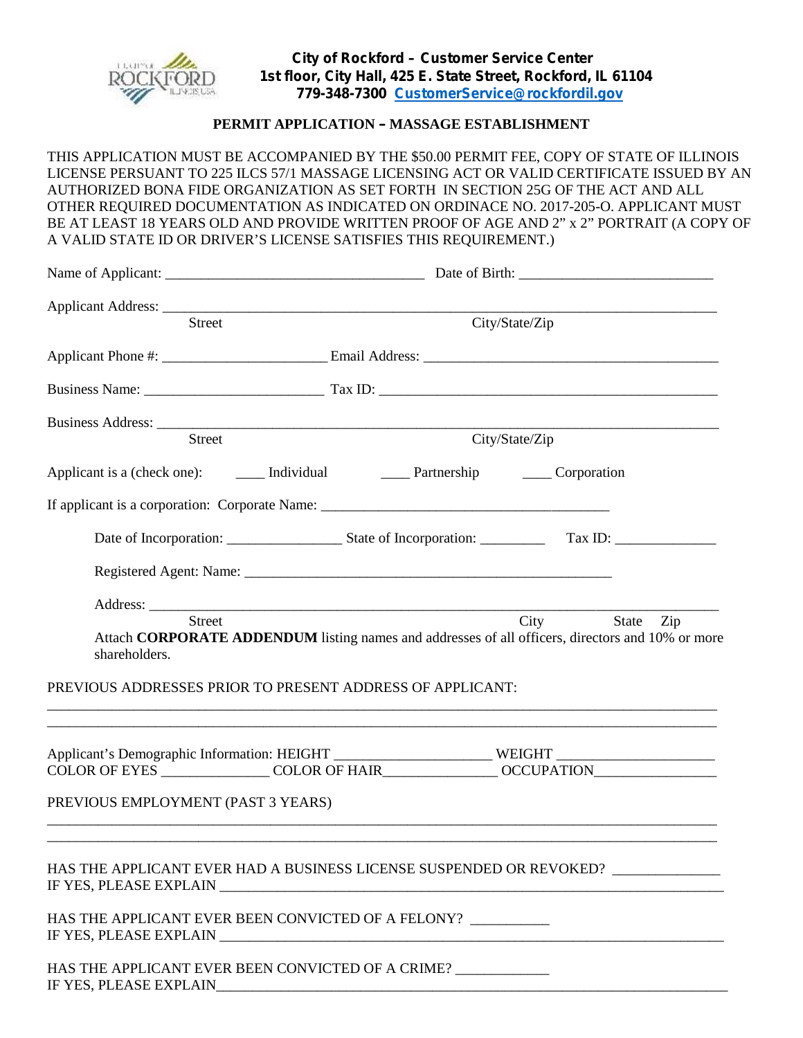**City of Rockford – Customer Service Center**
**1st floor, City Hall, 425 E. State Street, Rockford, IL 61104**
**779-348-7300 CustomerService@rockfordil.gov**

# PERMIT APPLICATION – MASSAGE ESTABLISHMENT

THIS APPLICATION MUST BE ACCOMPANIED BY THE $50.00 PERMIT FEE, COPY OF STATE OF ILLINOIS LICENSE PERSUANT TO 225 ILCS 57/1 MASSAGE LICENSING ACT OR VALID CERTIFICATE ISSUED BY AN AUTHORIZED BONA FIDE ORGANIZATION AS SET FORTH IN SECTION 25G OF THE ACT AND ALL OTHER REQUIRED DOCUMENTATION AS INDICATED ON ORDINACE NO. 2017-205-O. APPLICANT MUST BE AT LEAST 18 YEARS OLD AND PROVIDE WRITTEN PROOF OF AGE AND 2" x 2" PORTRAIT (A COPY OF A VALID STATE ID OR DRIVER'S LICENSE SATISFIES THIS REQUIREMENT.)

Name of Applicant: ___________________________________ Date of Birth: __________________________

Applicant Address: ___________________________________________________________________________
Street City/State/Zip

Applicant Phone #: ______________________ Email Address: _________________________________________

Business Name: ________________________ Tax ID: ______________________________________________

Business Address: _____________________________________________________________________________
Street City/State/Zip

Applicant is a (check one): ____ Individual ____ Partnership ____ Corporation

If applicant is a corporation: Corporate Name: ______________________________________

Date of Incorporation: _______________ State of Incorporation: _________ Tax ID: ______________

Registered Agent: Name: ___________________________________________________

Address: ______________________________________________________________________________
Street City State Zip

Attach **CORPORATE ADDENDUM** listing names and addresses of all officers, directors and 10% or more shareholders.

PREVIOUS ADDRESSES PRIOR TO PRESENT ADDRESS OF APPLICANT:

_____________________________________________________________________________________________
_____________________________________________________________________________________________

Applicant's Demographic Information: HEIGHT _____________________ WEIGHT _____________________
COLOR OF EYES ______________ COLOR OF HAIR_______________ OCCUPATION________________

PREVIOUS EMPLOYMENT (PAST 3 YEARS)

_____________________________________________________________________________________________
_____________________________________________________________________________________________

HAS THE APPLICANT EVER HAD A BUSINESS LICENSE SUSPENDED OR REVOKED? ______________
IF YES, PLEASE EXPLAIN ________________________________________________________________________

HAS THE APPLICANT EVER BEEN CONVICTED OF A FELONY? __________
IF YES, PLEASE EXPLAIN ________________________________________________________________________

HAS THE APPLICANT EVER BEEN CONVICTED OF A CRIME? ____________
IF YES, PLEASE EXPLAIN________________________________________________________________________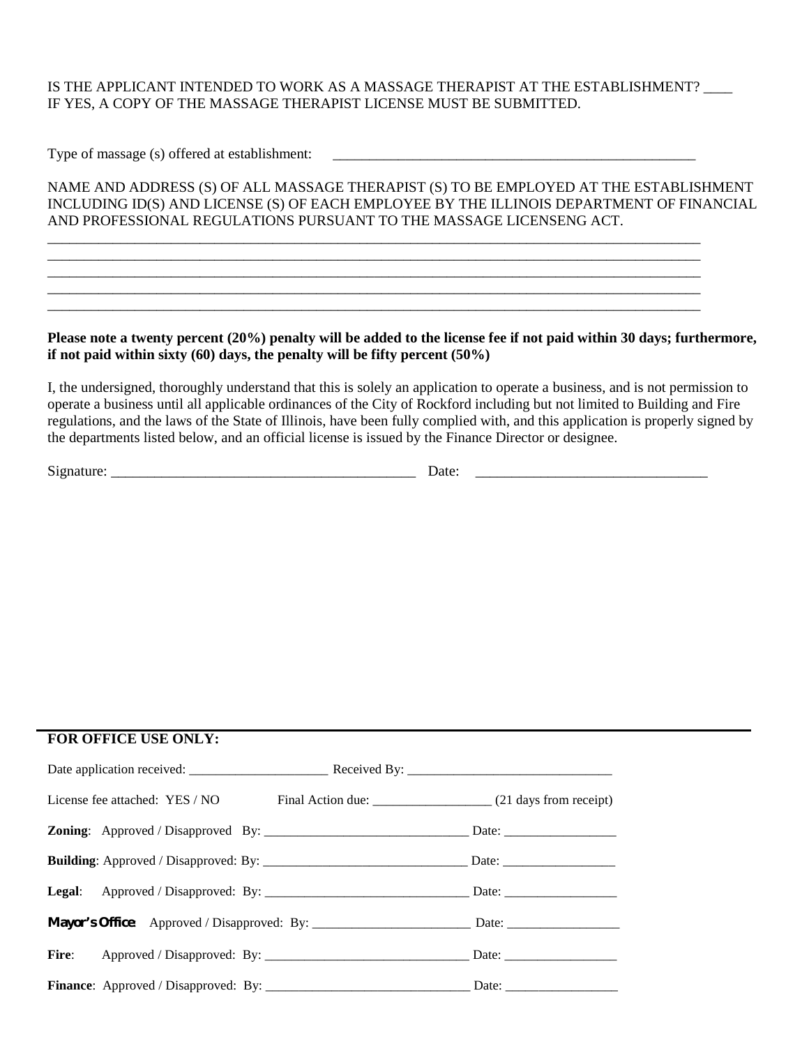IS THE APPLICANT INTENDED TO WORK AS A MASSAGE THERAPIST AT THE ESTABLISHMENT? ____
IF YES, A COPY OF THE MASSAGE THERAPIST LICENSE MUST BE SUBMITTED.

Type of massage (s) offered at establishment: ____________________________________________________

NAME AND ADDRESS (S) OF ALL MASSAGE THERAPIST (S) TO BE EMPLOYED AT THE ESTABLISHMENT INCLUDING ID(S) AND LICENSE (S) OF EACH EMPLOYEE BY THE ILLINOIS DEPARTMENT OF FINANCIAL AND PROFESSIONAL REGULATIONS PURSUANT TO THE MASSAGE LICENSENG ACT.

______________________________________________________________________________________________
______________________________________________________________________________________________
______________________________________________________________________________________________
______________________________________________________________________________________________
______________________________________________________________________________________________

**Please note a twenty percent (20%) penalty will be added to the license fee if not paid within 30 days; furthermore, if not paid within sixty (60) days, the penalty will be fifty percent (50%)**

I, the undersigned, thoroughly understand that this is solely an application to operate a business, and is not permission to operate a business until all applicable ordinances of the City of Rockford including but not limited to Building and Fire regulations, and the laws of the State of Illinois, have been fully complied with, and this application is properly signed by the departments listed below, and an official license is issued by the Finance Director or designee.

Signature: ___________________________________________ Date: ________________________________

**FOR OFFICE USE ONLY:**

Date application received: _____________________ Received By: _______________________________

License fee attached: YES / NO Final Action due: __________________ (21 days from receipt)

**Zoning**: Approved / Disapproved By: _______________________________ Date: _________________

**Building**: Approved / Disapproved: By: _______________________________ Date: _________________

**Legal**: Approved / Disapproved: By: _______________________________ Date: _________________

**Mayor's Office**: Approved / Disapproved: By: ________________________ Date: _________________

**Fire**: Approved / Disapproved: By: _______________________________ Date: _________________

**Finance**: Approved / Disapproved: By: _______________________________ Date: _________________